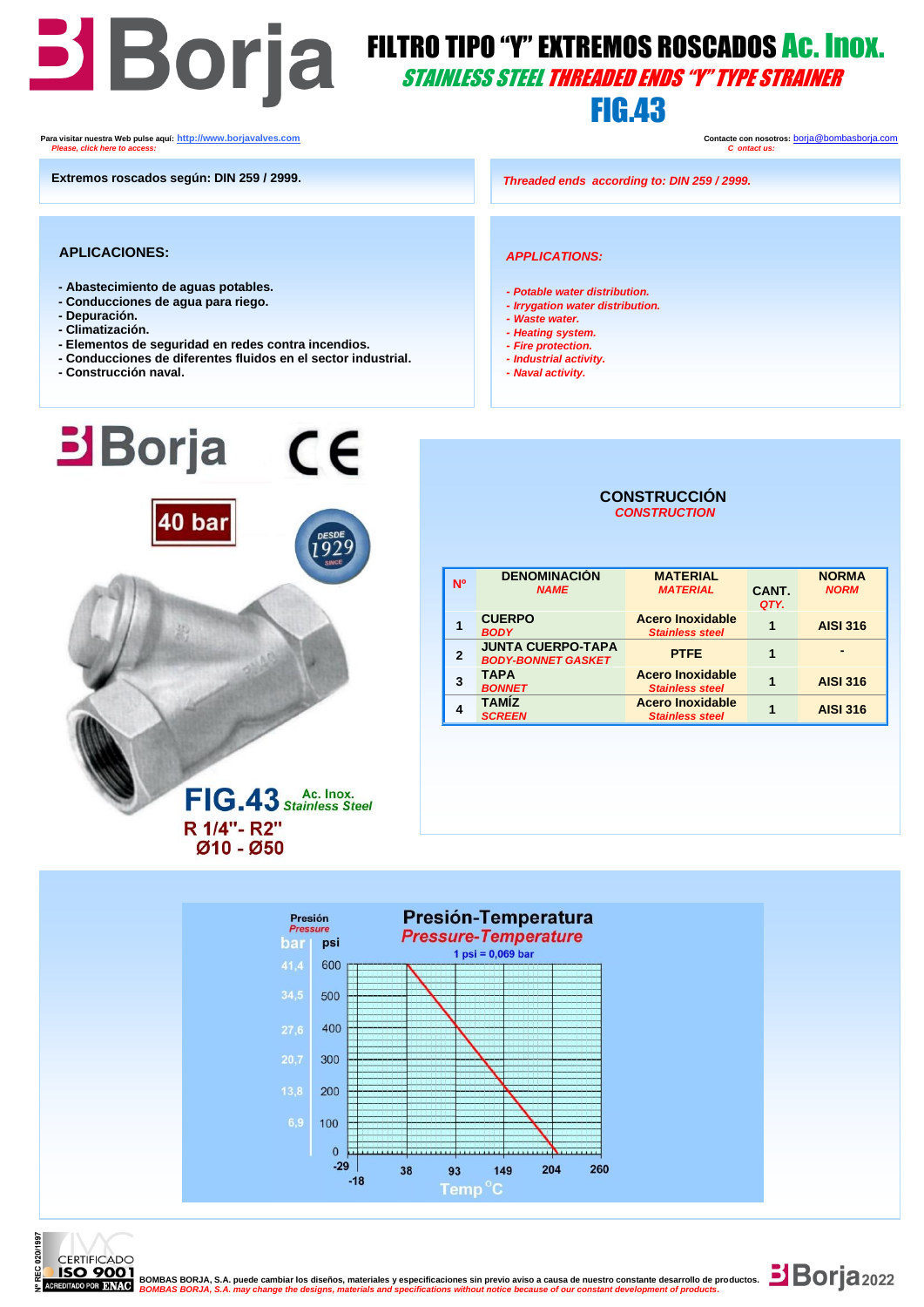# FILTRO TIPO "Y" EXTREMOS ROSCADOS Ac. Inox.

## *STAINLESS STEEL THREADED ENDS "Y" TYPE STRAINER*

## FIG.43

Para visitar nuestra Web pulse aquí: http://www.borjavalves.com
*Please, click here to access:*

Contacte con nosotros: borja@bombasborja.com
*Contact us:*

**Extremos roscados según: DIN 259 / 2999.**

*Threaded ends according to: DIN 259 / 2999.*

### APLICACIONES:

- **Abastecimiento de aguas potables.**
- **Conducciones de agua para riego.**
- **Depuración.**
- **Climatización.**
- **Elementos de seguridad en redes contra incendios.**
- **Conducciones de diferentes fluidos en el sector industrial.**
- **Construcción naval.**

### *APPLICATIONS:*

- *Potable water distribution.*
- *Irrygation water distribution.*
- *Waste water.*
- *Heating system.*
- *Fire protection.*
- *Industrial activity.*
- *Naval activity.*

40 bar

DESDE 1929 SINCE

**FIG.43** Ac. Inox. *Stainless Steel*

**R 1/4"- R2"**
**Ø10 - Ø50**

### CONSTRUCCIÓN
*CONSTRUCTION*

| Nº | DENOMINACIÓN *NAME* | MATERIAL *MATERIAL* | CANT. *QTY.* | NORMA *NORM* |
|---|---|---|---|---|
| 1 | CUERPO *BODY* | Acero Inoxidable *Stainless steel* | 1 | AISI 316 |
| 2 | JUNTA CUERPO-TAPA *BODY-BONNET GASKET* | PTFE | 1 | - |
| 3 | TAPA *BONNET* | Acero Inoxidable *Stainless steel* | 1 | AISI 316 |
| 4 | TAMÍZ *SCREEN* | Acero Inoxidable *Stainless steel* | 1 | AISI 316 |

### Presión-Temperatura
*Pressure-Temperature*

1 psi = 0,069 bar

Presión / *Pressure*

| bar | psi |
|---|---|
| 41,4 | 600 |
| 34,5 | 500 |
| 27,6 | 400 |
| 20,7 | 300 |
| 13,8 | 200 |
| 6,9 | 100 |
| | 0 |

Temp °C: -29, -18, 38, 93, 149, 204, 260

Nº REC 020/1997 CERTIFICADO ISO 9001 ACREDITADO POR ENAC

BOMBAS BORJA, S.A. puede cambiar los diseños, materiales y especificaciones sin previo aviso a causa de nuestro constante desarrollo de productos.
*BOMBAS BORJA, S.A. may change the designs, materials and specifications without notice because of our constant development of products.*

Borja 2022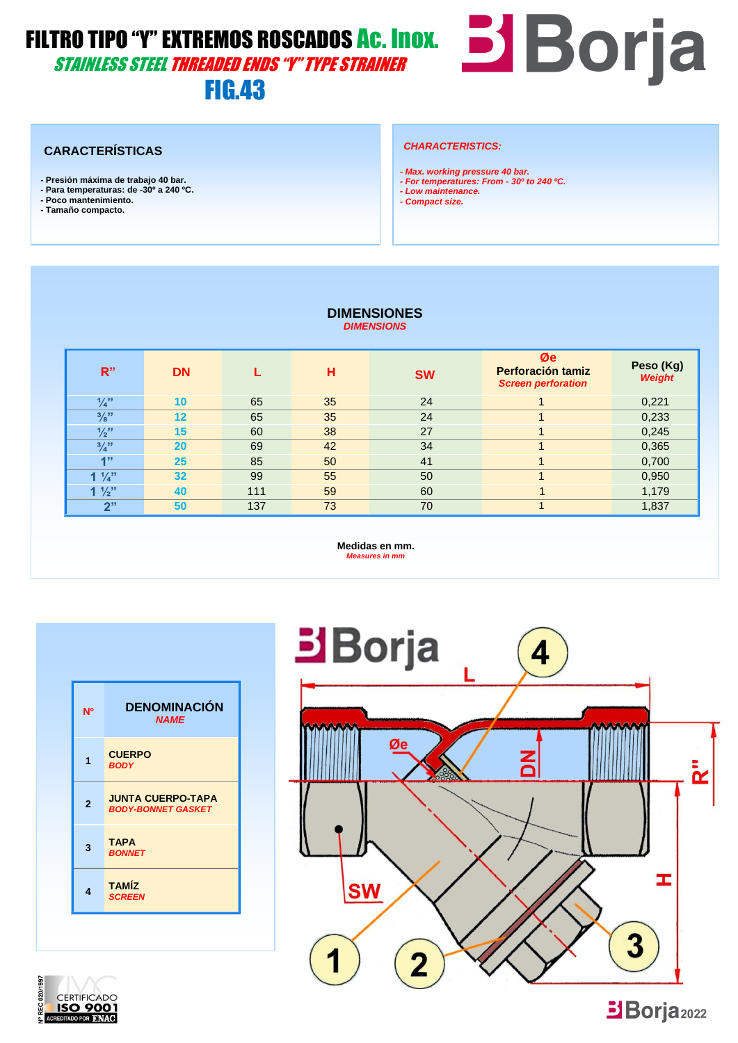# FILTRO TIPO "Y" EXTREMOS ROSCADOS Ac. Inox.

## *STAINLESS STEEL THREADED ENDS "Y" TYPE STRAINER*

## FIG.43

Borja

### CARACTERÍSTICAS

- Presión máxima de trabajo 40 bar.
- Para temperaturas: de -30º a 240 ºC.
- Poco mantenimiento.
- Tamaño compacto.

### *CHARACTERISTICS:*

- *Max. working pressure 40 bar.*
- *For temperatures: From - 30º to 240 ºC.*
- *Low maintenance.*
- *Compact size.*

### DIMENSIONES
*DIMENSIONS*

| R" | DN | L | H | SW | Øe Perforación tamiz *Screen perforation* | Peso (Kg) *Weight* |
|---|---|---|---|---|---|---|
| ¼" | 10 | 65 | 35 | 24 | 1 | 0,221 |
| ⅜" | 12 | 65 | 35 | 24 | 1 | 0,233 |
| ½" | 15 | 60 | 38 | 27 | 1 | 0,245 |
| ¾" | 20 | 69 | 42 | 34 | 1 | 0,365 |
| 1" | 25 | 85 | 50 | 41 | 1 | 0,700 |
| 1 ¼" | 32 | 99 | 55 | 50 | 1 | 0,950 |
| 1 ½" | 40 | 111 | 59 | 60 | 1 | 1,179 |
| 2" | 50 | 137 | 73 | 70 | 1 | 1,837 |

**Medidas en mm.**
*Measures in mm*

| Nº | DENOMINACIÓN *NAME* |
|---|---|
| 1 | CUERPO *BODY* |
| 2 | JUNTA CUERPO-TAPA *BODY-BONNET GASKET* |
| 3 | TAPA *BONNET* |
| 4 | TAMÍZ *SCREEN* |

Borja

L

Øe

DN

R"

H

SW

1 2 3 4

CERTIFICADO ISO 9001
ACREDITADO POR ENAC
Nº REC 020/1997

Borja 2022